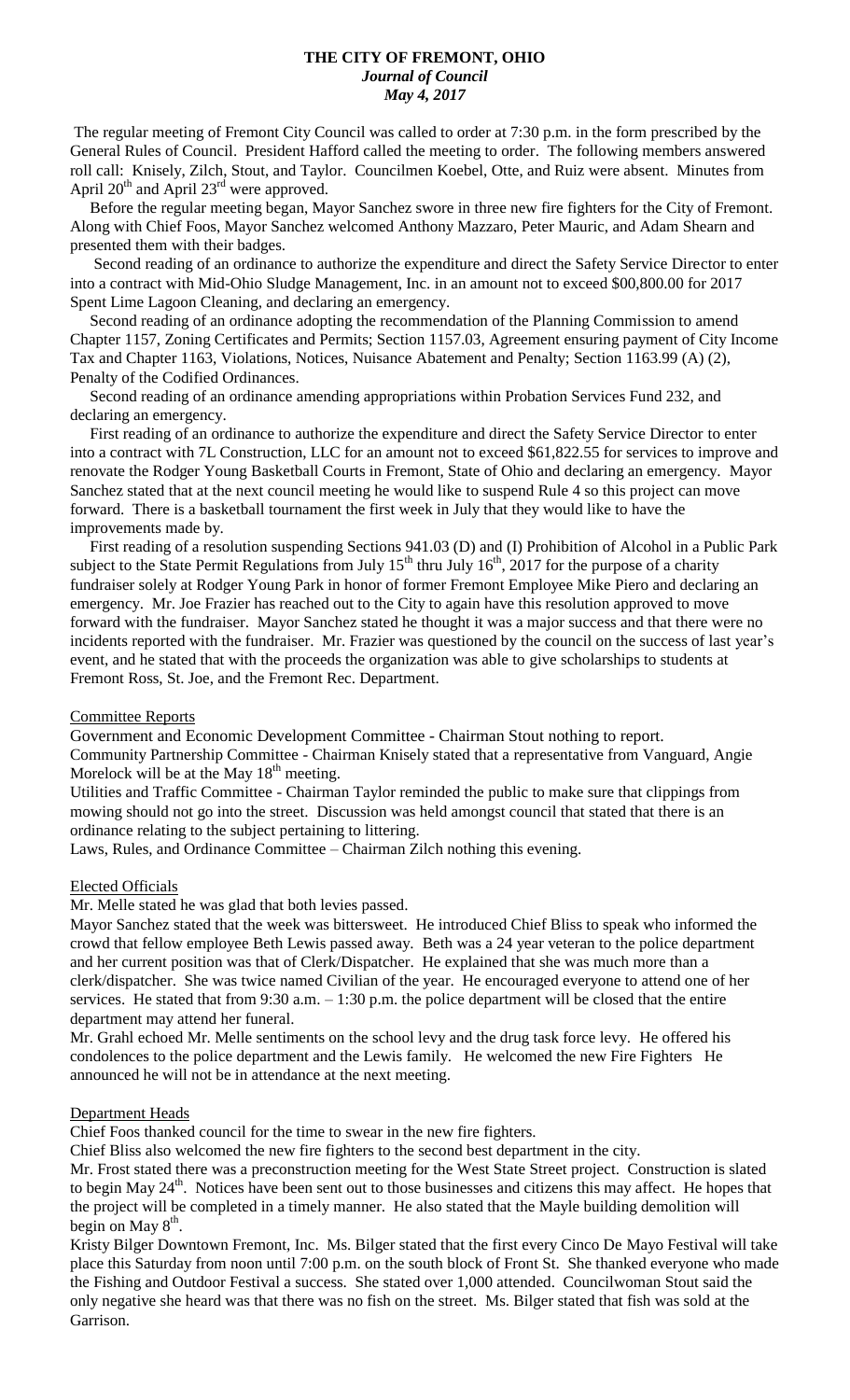# THE CITY OF FREMONT, OHIO

***Journal of Council***

***May 4, 2017***

The regular meeting of Fremont City Council was called to order at 7:30 p.m. in the form prescribed by the General Rules of Council. President Hafford called the meeting to order. The following members answered roll call: Knisely, Zilch, Stout, and Taylor. Councilmen Koebel, Otte, and Ruiz were absent. Minutes from April 20th and April 23rd were approved.

Before the regular meeting began, Mayor Sanchez swore in three new fire fighters for the City of Fremont. Along with Chief Foos, Mayor Sanchez welcomed Anthony Mazzaro, Peter Mauric, and Adam Shearn and presented them with their badges.

Second reading of an ordinance to authorize the expenditure and direct the Safety Service Director to enter into a contract with Mid-Ohio Sludge Management, Inc. in an amount not to exceed $00,800.00 for 2017 Spent Lime Lagoon Cleaning, and declaring an emergency.

Second reading of an ordinance adopting the recommendation of the Planning Commission to amend Chapter 1157, Zoning Certificates and Permits; Section 1157.03, Agreement ensuring payment of City Income Tax and Chapter 1163, Violations, Notices, Nuisance Abatement and Penalty; Section 1163.99 (A) (2), Penalty of the Codified Ordinances.

Second reading of an ordinance amending appropriations within Probation Services Fund 232, and declaring an emergency.

First reading of an ordinance to authorize the expenditure and direct the Safety Service Director to enter into a contract with 7L Construction, LLC for an amount not to exceed $61,822.55 for services to improve and renovate the Rodger Young Basketball Courts in Fremont, State of Ohio and declaring an emergency. Mayor Sanchez stated that at the next council meeting he would like to suspend Rule 4 so this project can move forward. There is a basketball tournament the first week in July that they would like to have the improvements made by.

First reading of a resolution suspending Sections 941.03 (D) and (I) Prohibition of Alcohol in a Public Park subject to the State Permit Regulations from July 15th thru July 16th, 2017 for the purpose of a charity fundraiser solely at Rodger Young Park in honor of former Fremont Employee Mike Piero and declaring an emergency. Mr. Joe Frazier has reached out to the City to again have this resolution approved to move forward with the fundraiser. Mayor Sanchez stated he thought it was a major success and that there were no incidents reported with the fundraiser. Mr. Frazier was questioned by the council on the success of last year's event, and he stated that with the proceeds the organization was able to give scholarships to students at Fremont Ross, St. Joe, and the Fremont Rec. Department.

## Committee Reports

Government and Economic Development Committee - Chairman Stout nothing to report.

Community Partnership Committee - Chairman Knisely stated that a representative from Vanguard, Angie Morelock will be at the May 18th meeting.

Utilities and Traffic Committee - Chairman Taylor reminded the public to make sure that clippings from mowing should not go into the street. Discussion was held amongst council that stated that there is an ordinance relating to the subject pertaining to littering.

Laws, Rules, and Ordinance Committee – Chairman Zilch nothing this evening.

## Elected Officials

Mr. Melle stated he was glad that both levies passed.

Mayor Sanchez stated that the week was bittersweet. He introduced Chief Bliss to speak who informed the crowd that fellow employee Beth Lewis passed away. Beth was a 24 year veteran to the police department and her current position was that of Clerk/Dispatcher. He explained that she was much more than a clerk/dispatcher. She was twice named Civilian of the year. He encouraged everyone to attend one of her services. He stated that from 9:30 a.m. – 1:30 p.m. the police department will be closed that the entire department may attend her funeral.

Mr. Grahl echoed Mr. Melle sentiments on the school levy and the drug task force levy. He offered his condolences to the police department and the Lewis family. He welcomed the new Fire Fighters He announced he will not be in attendance at the next meeting.

## Department Heads

Chief Foos thanked council for the time to swear in the new fire fighters.

Chief Bliss also welcomed the new fire fighters to the second best department in the city.

Mr. Frost stated there was a preconstruction meeting for the West State Street project. Construction is slated to begin May 24th. Notices have been sent out to those businesses and citizens this may affect. He hopes that the project will be completed in a timely manner. He also stated that the Mayle building demolition will begin on May 8th.

Kristy Bilger Downtown Fremont, Inc. Ms. Bilger stated that the first every Cinco De Mayo Festival will take place this Saturday from noon until 7:00 p.m. on the south block of Front St. She thanked everyone who made the Fishing and Outdoor Festival a success. She stated over 1,000 attended. Councilwoman Stout said the only negative she heard was that there was no fish on the street. Ms. Bilger stated that fish was sold at the Garrison.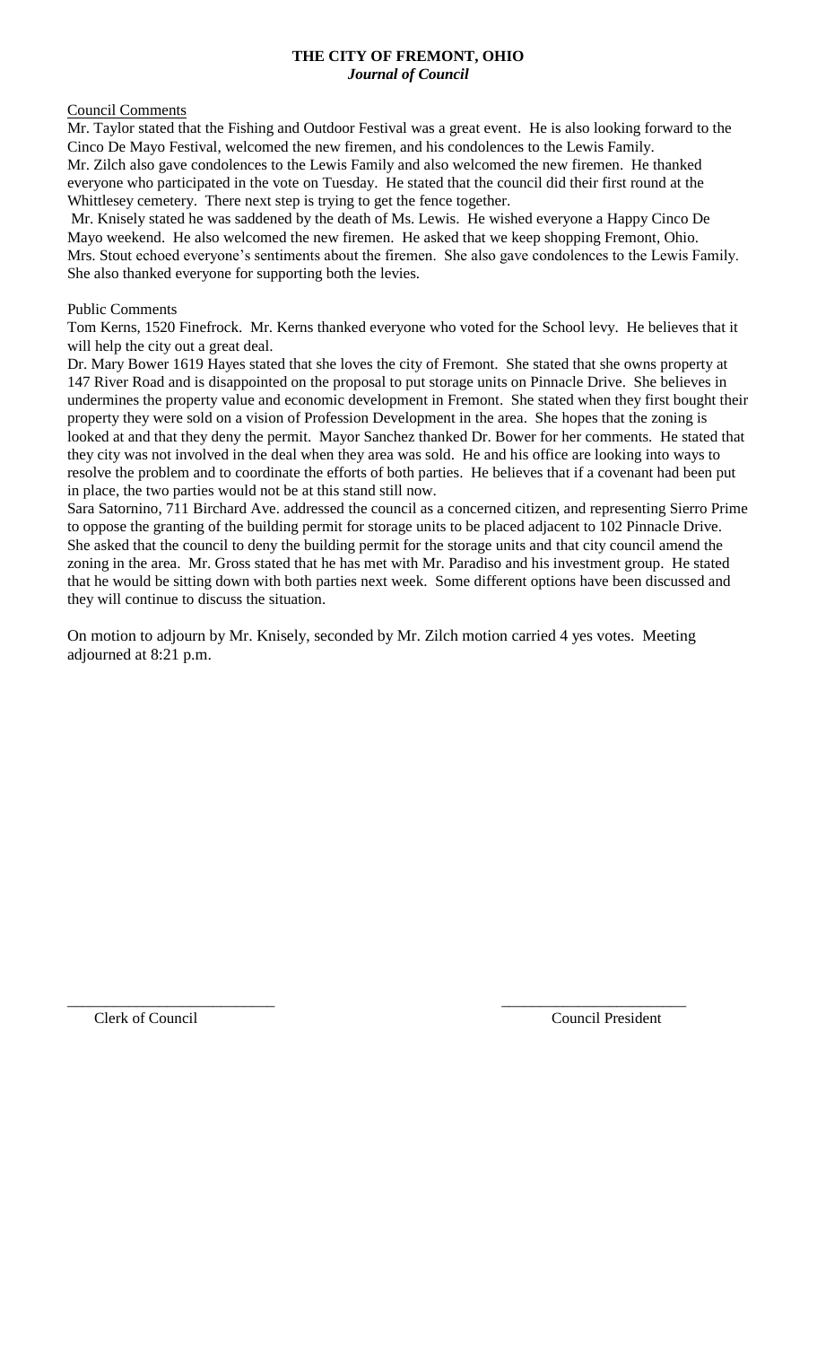**THE CITY OF FREMONT, OHIO**
***Journal of Council***

Council Comments

Mr. Taylor stated that the Fishing and Outdoor Festival was a great event. He is also looking forward to the Cinco De Mayo Festival, welcomed the new firemen, and his condolences to the Lewis Family.
Mr. Zilch also gave condolences to the Lewis Family and also welcomed the new firemen. He thanked everyone who participated in the vote on Tuesday. He stated that the council did their first round at the Whittlesey cemetery. There next step is trying to get the fence together.
Mr. Knisely stated he was saddened by the death of Ms. Lewis. He wished everyone a Happy Cinco De Mayo weekend. He also welcomed the new firemen. He asked that we keep shopping Fremont, Ohio.
Mrs. Stout echoed everyone's sentiments about the firemen. She also gave condolences to the Lewis Family. She also thanked everyone for supporting both the levies.

Public Comments

Tom Kerns, 1520 Finefrock. Mr. Kerns thanked everyone who voted for the School levy. He believes that it will help the city out a great deal.
Dr. Mary Bower 1619 Hayes stated that she loves the city of Fremont. She stated that she owns property at 147 River Road and is disappointed on the proposal to put storage units on Pinnacle Drive. She believes in undermines the property value and economic development in Fremont. She stated when they first bought their property they were sold on a vision of Profession Development in the area. She hopes that the zoning is looked at and that they deny the permit. Mayor Sanchez thanked Dr. Bower for her comments. He stated that they city was not involved in the deal when they area was sold. He and his office are looking into ways to resolve the problem and to coordinate the efforts of both parties. He believes that if a covenant had been put in place, the two parties would not be at this stand still now.
Sara Satornino, 711 Birchard Ave. addressed the council as a concerned citizen, and representing Sierro Prime to oppose the granting of the building permit for storage units to be placed adjacent to 102 Pinnacle Drive. She asked that the council to deny the building permit for the storage units and that city council amend the zoning in the area. Mr. Gross stated that he has met with Mr. Paradiso and his investment group. He stated that he would be sitting down with both parties next week. Some different options have been discussed and they will continue to discuss the situation.

On motion to adjourn by Mr. Knisely, seconded by Mr. Zilch motion carried 4 yes votes. Meeting adjourned at 8:21 p.m.

\_\_\_\_\_\_\_\_\_\_\_\_\_\_\_\_\_\_\_\_\_\_\_\_\_\_ \_\_\_\_\_\_\_\_\_\_\_\_\_\_\_\_\_\_\_\_\_\_\_\_

Clerk of Council Council President